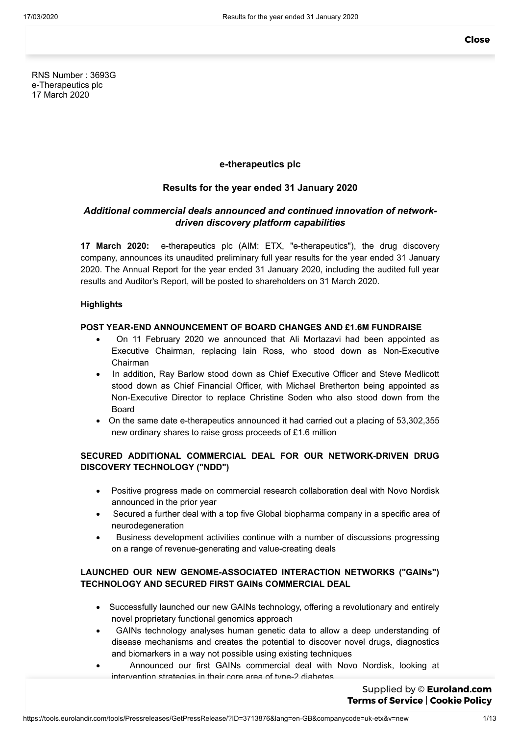RNS Number : 3693G
e-Therapeutics plc
17 March 2020

**e-therapeutics plc**

**Results for the year ended 31 January 2020**

***Additional commercial deals announced and continued innovation of network-driven discovery platform capabilities***

**17 March 2020:** e-therapeutics plc (AIM: ETX, "e-therapeutics"), the drug discovery company, announces its unaudited preliminary full year results for the year ended 31 January 2020. The Annual Report for the year ended 31 January 2020, including the audited full year results and Auditor's Report, will be posted to shareholders on 31 March 2020.

**Highlights**

**POST YEAR-END ANNOUNCEMENT OF BOARD CHANGES AND £1.6M FUNDRAISE**

- On 11 February 2020 we announced that Ali Mortazavi had been appointed as Executive Chairman, replacing Iain Ross, who stood down as Non-Executive Chairman
- In addition, Ray Barlow stood down as Chief Executive Officer and Steve Medlicott stood down as Chief Financial Officer, with Michael Bretherton being appointed as Non-Executive Director to replace Christine Soden who also stood down from the Board
- On the same date e-therapeutics announced it had carried out a placing of 53,302,355 new ordinary shares to raise gross proceeds of £1.6 million

**SECURED ADDITIONAL COMMERCIAL DEAL FOR OUR NETWORK-DRIVEN DRUG DISCOVERY TECHNOLOGY ("NDD")**

- Positive progress made on commercial research collaboration deal with Novo Nordisk announced in the prior year
- Secured a further deal with a top five Global biopharma company in a specific area of neurodegeneration
- Business development activities continue with a number of discussions progressing on a range of revenue-generating and value-creating deals

**LAUNCHED OUR NEW GENOME-ASSOCIATED INTERACTION NETWORKS ("GAINs") TECHNOLOGY AND SECURED FIRST GAINs COMMERCIAL DEAL**

- Successfully launched our new GAINs technology, offering a revolutionary and entirely novel proprietary functional genomics approach
- GAINs technology analyses human genetic data to allow a deep understanding of disease mechanisms and creates the potential to discover novel drugs, diagnostics and biomarkers in a way not possible using existing techniques
- Announced our first GAINs commercial deal with Novo Nordisk, looking at intervention strategies in their core area of type-2 diabetes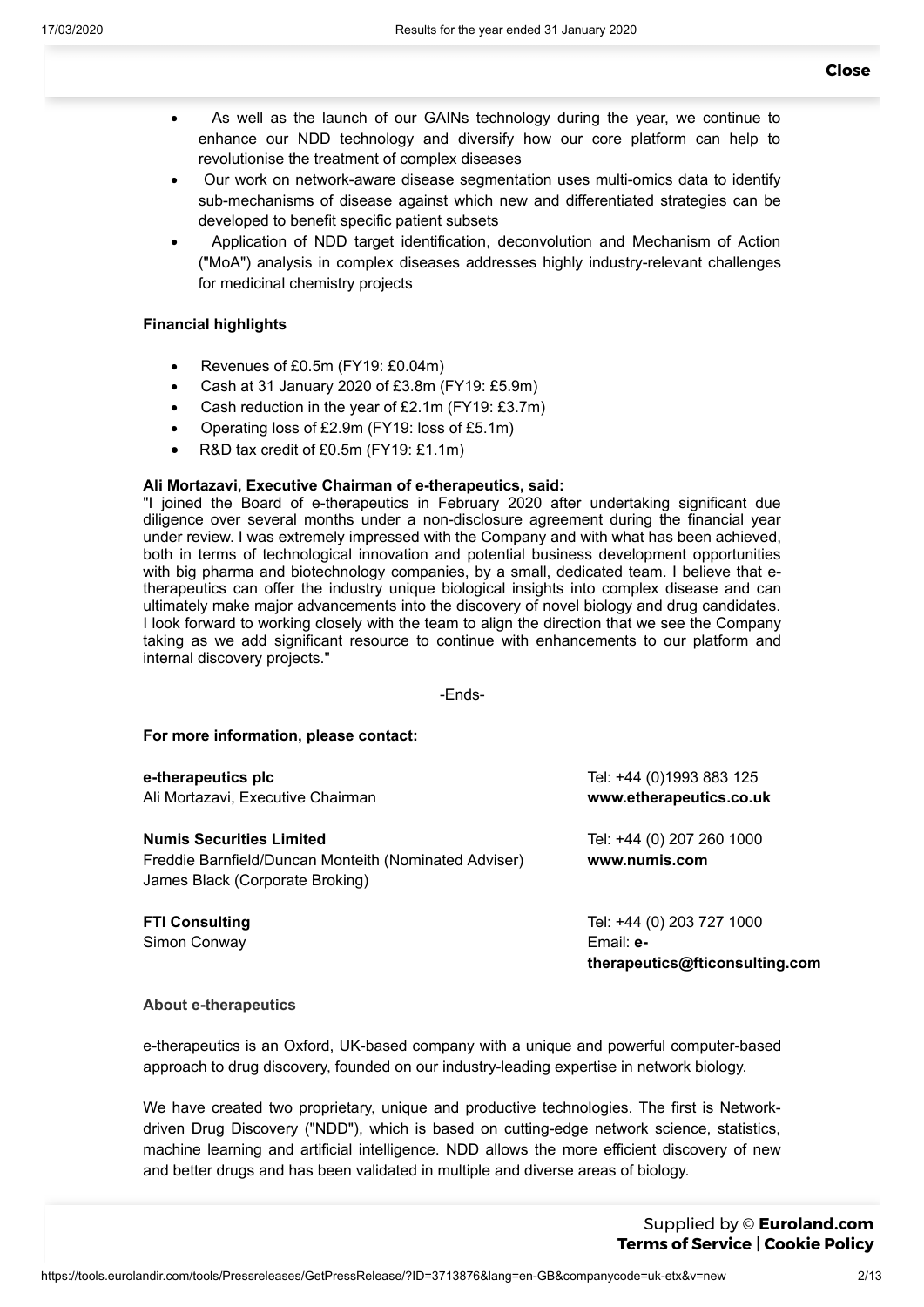- As well as the launch of our GAINs technology during the year, we continue to enhance our NDD technology and diversify how our core platform can help to revolutionise the treatment of complex diseases
- Our work on network-aware disease segmentation uses multi-omics data to identify sub-mechanisms of disease against which new and differentiated strategies can be developed to benefit specific patient subsets
- Application of NDD target identification, deconvolution and Mechanism of Action ("MoA") analysis in complex diseases addresses highly industry-relevant challenges for medicinal chemistry projects

**Financial highlights**

- Revenues of £0.5m (FY19: £0.04m)
- Cash at 31 January 2020 of £3.8m (FY19: £5.9m)
- Cash reduction in the year of £2.1m (FY19: £3.7m)
- Operating loss of £2.9m (FY19: loss of £5.1m)
- R&D tax credit of £0.5m (FY19: £1.1m)

**Ali Mortazavi, Executive Chairman of e-therapeutics, said:**

"I joined the Board of e-therapeutics in February 2020 after undertaking significant due diligence over several months under a non-disclosure agreement during the financial year under review. I was extremely impressed with the Company and with what has been achieved, both in terms of technological innovation and potential business development opportunities with big pharma and biotechnology companies, by a small, dedicated team. I believe that e-therapeutics can offer the industry unique biological insights into complex disease and can ultimately make major advancements into the discovery of novel biology and drug candidates. I look forward to working closely with the team to align the direction that we see the Company taking as we add significant resource to continue with enhancements to our platform and internal discovery projects."

-Ends-

**For more information, please contact:**

| | |
|---|---|
| **e-therapeutics plc**<br>Ali Mortazavi, Executive Chairman | Tel: +44 (0)1993 883 125<br>**www.etherapeutics.co.uk** |
| **Numis Securities Limited**<br>Freddie Barnfield/Duncan Monteith (Nominated Adviser)<br>James Black (Corporate Broking) | Tel: +44 (0) 207 260 1000<br>**www.numis.com** |
| **FTI Consulting**<br>Simon Conway | Tel: +44 (0) 203 727 1000<br>Email: **e-therapeutics@fticonsulting.com** |

**About e-therapeutics**

e-therapeutics is an Oxford, UK-based company with a unique and powerful computer-based approach to drug discovery, founded on our industry-leading expertise in network biology.

We have created two proprietary, unique and productive technologies. The first is Network-driven Drug Discovery ("NDD"), which is based on cutting-edge network science, statistics, machine learning and artificial intelligence. NDD allows the more efficient discovery of new and better drugs and has been validated in multiple and diverse areas of biology.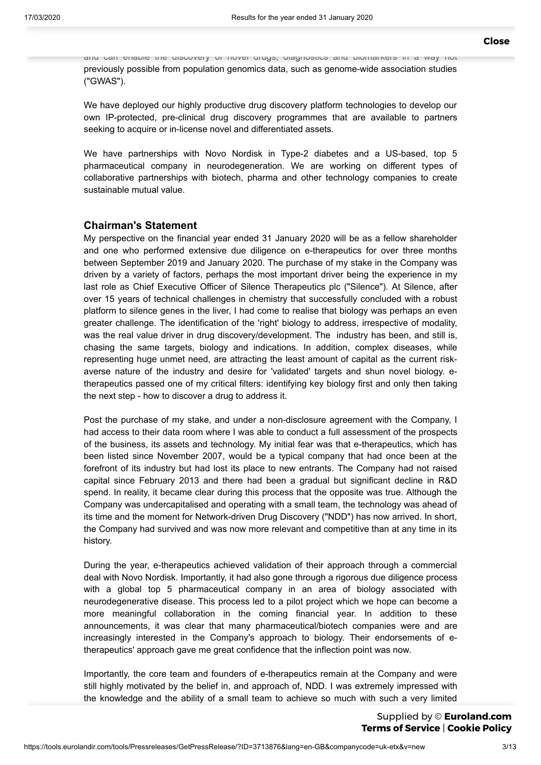and can enable the discovery of novel drugs, diagnostics and biomarkers in a way not previously possible from population genomics data, such as genome-wide association studies ("GWAS").

We have deployed our highly productive drug discovery platform technologies to develop our own IP-protected, pre-clinical drug discovery programmes that are available to partners seeking to acquire or in-license novel and differentiated assets.

We have partnerships with Novo Nordisk in Type-2 diabetes and a US-based, top 5 pharmaceutical company in neurodegeneration. We are working on different types of collaborative partnerships with biotech, pharma and other technology companies to create sustainable mutual value.

## Chairman's Statement

My perspective on the financial year ended 31 January 2020 will be as a fellow shareholder and one who performed extensive due diligence on e-therapeutics for over three months between September 2019 and January 2020. The purchase of my stake in the Company was driven by a variety of factors, perhaps the most important driver being the experience in my last role as Chief Executive Officer of Silence Therapeutics plc ("Silence"). At Silence, after over 15 years of technical challenges in chemistry that successfully concluded with a robust platform to silence genes in the liver, I had come to realise that biology was perhaps an even greater challenge. The identification of the 'right' biology to address, irrespective of modality, was the real value driver in drug discovery/development. The industry has been, and still is, chasing the same targets, biology and indications. In addition, complex diseases, while representing huge unmet need, are attracting the least amount of capital as the current risk-averse nature of the industry and desire for 'validated' targets and shun novel biology. e-therapeutics passed one of my critical filters: identifying key biology first and only then taking the next step - how to discover a drug to address it.

Post the purchase of my stake, and under a non-disclosure agreement with the Company, I had access to their data room where I was able to conduct a full assessment of the prospects of the business, its assets and technology. My initial fear was that e-therapeutics, which has been listed since November 2007, would be a typical company that had once been at the forefront of its industry but had lost its place to new entrants. The Company had not raised capital since February 2013 and there had been a gradual but significant decline in R&D spend. In reality, it became clear during this process that the opposite was true. Although the Company was undercapitalised and operating with a small team, the technology was ahead of its time and the moment for Network-driven Drug Discovery ("NDD") has now arrived. In short, the Company had survived and was now more relevant and competitive than at any time in its history.

During the year, e-therapeutics achieved validation of their approach through a commercial deal with Novo Nordisk. Importantly, it had also gone through a rigorous due diligence process with a global top 5 pharmaceutical company in an area of biology associated with neurodegenerative disease. This process led to a pilot project which we hope can become a more meaningful collaboration in the coming financial year. In addition to these announcements, it was clear that many pharmaceutical/biotech companies were and are increasingly interested in the Company's approach to biology. Their endorsements of e-therapeutics' approach gave me great confidence that the inflection point was now.

Importantly, the core team and founders of e-therapeutics remain at the Company and were still highly motivated by the belief in, and approach of, NDD. I was extremely impressed with the knowledge and the ability of a small team to achieve so much with such a very limited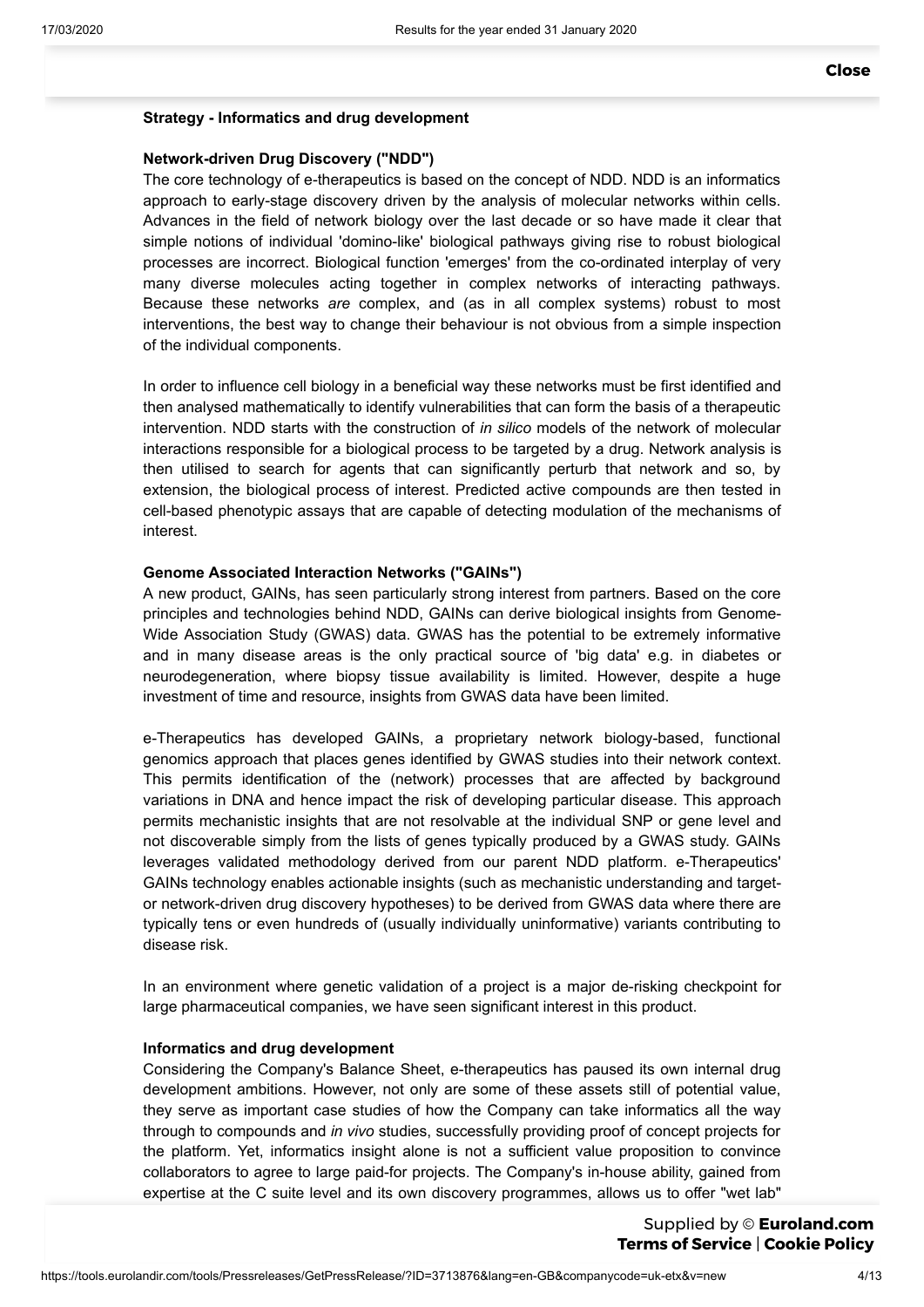**Strategy - Informatics and drug development**

**Network-driven Drug Discovery ("NDD")**

The core technology of e-therapeutics is based on the concept of NDD. NDD is an informatics approach to early-stage discovery driven by the analysis of molecular networks within cells. Advances in the field of network biology over the last decade or so have made it clear that simple notions of individual 'domino-like' biological pathways giving rise to robust biological processes are incorrect. Biological function 'emerges' from the co-ordinated interplay of very many diverse molecules acting together in complex networks of interacting pathways. Because these networks *are* complex, and (as in all complex systems) robust to most interventions, the best way to change their behaviour is not obvious from a simple inspection of the individual components.

In order to influence cell biology in a beneficial way these networks must be first identified and then analysed mathematically to identify vulnerabilities that can form the basis of a therapeutic intervention. NDD starts with the construction of *in silico* models of the network of molecular interactions responsible for a biological process to be targeted by a drug. Network analysis is then utilised to search for agents that can significantly perturb that network and so, by extension, the biological process of interest. Predicted active compounds are then tested in cell-based phenotypic assays that are capable of detecting modulation of the mechanisms of interest.

**Genome Associated Interaction Networks ("GAINs")**

A new product, GAINs, has seen particularly strong interest from partners. Based on the core principles and technologies behind NDD, GAINs can derive biological insights from Genome-Wide Association Study (GWAS) data. GWAS has the potential to be extremely informative and in many disease areas is the only practical source of 'big data' e.g. in diabetes or neurodegeneration, where biopsy tissue availability is limited. However, despite a huge investment of time and resource, insights from GWAS data have been limited.

e-Therapeutics has developed GAINs, a proprietary network biology-based, functional genomics approach that places genes identified by GWAS studies into their network context. This permits identification of the (network) processes that are affected by background variations in DNA and hence impact the risk of developing particular disease. This approach permits mechanistic insights that are not resolvable at the individual SNP or gene level and not discoverable simply from the lists of genes typically produced by a GWAS study. GAINs leverages validated methodology derived from our parent NDD platform. e-Therapeutics' GAINs technology enables actionable insights (such as mechanistic understanding and target- or network-driven drug discovery hypotheses) to be derived from GWAS data where there are typically tens or even hundreds of (usually individually uninformative) variants contributing to disease risk.

In an environment where genetic validation of a project is a major de-risking checkpoint for large pharmaceutical companies, we have seen significant interest in this product.

**Informatics and drug development**

Considering the Company's Balance Sheet, e-therapeutics has paused its own internal drug development ambitions. However, not only are some of these assets still of potential value, they serve as important case studies of how the Company can take informatics all the way through to compounds and *in vivo* studies, successfully providing proof of concept projects for the platform. Yet, informatics insight alone is not a sufficient value proposition to convince collaborators to agree to large paid-for projects. The Company's in-house ability, gained from expertise at the C suite level and its own discovery programmes, allows us to offer "wet lab"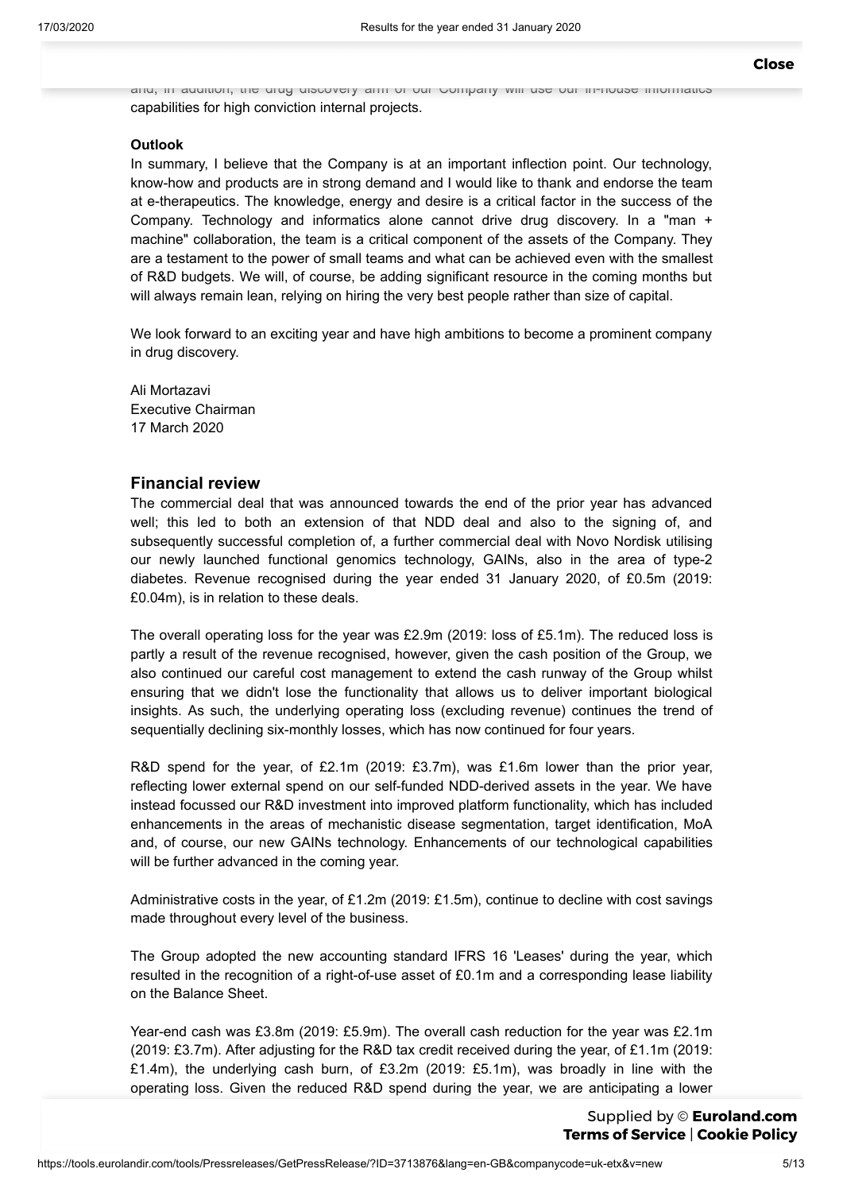and, in addition, the drug discovery arm of our Company will use our in-house informatics capabilities for high conviction internal projects.

**Outlook**

In summary, I believe that the Company is at an important inflection point. Our technology, know-how and products are in strong demand and I would like to thank and endorse the team at e-therapeutics. The knowledge, energy and desire is a critical factor in the success of the Company. Technology and informatics alone cannot drive drug discovery. In a "man + machine" collaboration, the team is a critical component of the assets of the Company. They are a testament to the power of small teams and what can be achieved even with the smallest of R&D budgets. We will, of course, be adding significant resource in the coming months but will always remain lean, relying on hiring the very best people rather than size of capital.

We look forward to an exciting year and have high ambitions to become a prominent company in drug discovery.

Ali Mortazavi
Executive Chairman
17 March 2020

## Financial review

The commercial deal that was announced towards the end of the prior year has advanced well; this led to both an extension of that NDD deal and also to the signing of, and subsequently successful completion of, a further commercial deal with Novo Nordisk utilising our newly launched functional genomics technology, GAINs, also in the area of type-2 diabetes. Revenue recognised during the year ended 31 January 2020, of £0.5m (2019: £0.04m), is in relation to these deals.

The overall operating loss for the year was £2.9m (2019: loss of £5.1m). The reduced loss is partly a result of the revenue recognised, however, given the cash position of the Group, we also continued our careful cost management to extend the cash runway of the Group whilst ensuring that we didn't lose the functionality that allows us to deliver important biological insights. As such, the underlying operating loss (excluding revenue) continues the trend of sequentially declining six-monthly losses, which has now continued for four years.

R&D spend for the year, of £2.1m (2019: £3.7m), was £1.6m lower than the prior year, reflecting lower external spend on our self-funded NDD-derived assets in the year. We have instead focussed our R&D investment into improved platform functionality, which has included enhancements in the areas of mechanistic disease segmentation, target identification, MoA and, of course, our new GAINs technology. Enhancements of our technological capabilities will be further advanced in the coming year.

Administrative costs in the year, of £1.2m (2019: £1.5m), continue to decline with cost savings made throughout every level of the business.

The Group adopted the new accounting standard IFRS 16 'Leases' during the year, which resulted in the recognition of a right-of-use asset of £0.1m and a corresponding lease liability on the Balance Sheet.

Year-end cash was £3.8m (2019: £5.9m). The overall cash reduction for the year was £2.1m (2019: £3.7m). After adjusting for the R&D tax credit received during the year, of £1.1m (2019: £1.4m), the underlying cash burn, of £3.2m (2019: £5.1m), was broadly in line with the operating loss. Given the reduced R&D spend during the year, we are anticipating a lower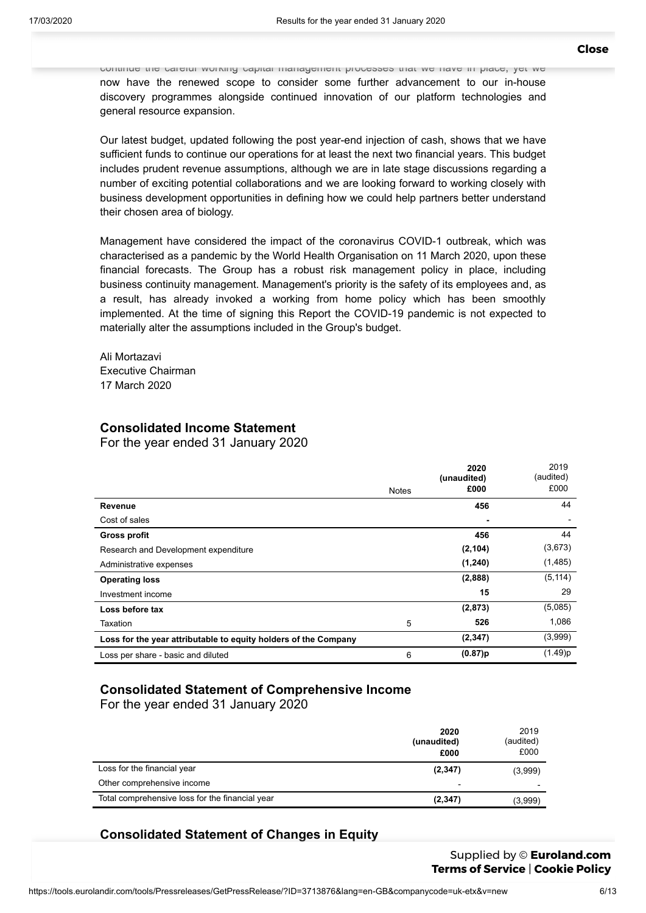continue the careful working capital management processes that we have in place, yet we now have the renewed scope to consider some further advancement to our in-house discovery programmes alongside continued innovation of our platform technologies and general resource expansion.

Our latest budget, updated following the post year-end injection of cash, shows that we have sufficient funds to continue our operations for at least the next two financial years. This budget includes prudent revenue assumptions, although we are in late stage discussions regarding a number of exciting potential collaborations and we are looking forward to working closely with business development opportunities in defining how we could help partners better understand their chosen area of biology.

Management have considered the impact of the coronavirus COVID-1 outbreak, which was characterised as a pandemic by the World Health Organisation on 11 March 2020, upon these financial forecasts. The Group has a robust risk management policy in place, including business continuity management. Management's priority is the safety of its employees and, as a result, has already invoked a working from home policy which has been smoothly implemented. At the time of signing this Report the COVID-19 pandemic is not expected to materially alter the assumptions included in the Group's budget.

Ali Mortazavi
Executive Chairman
17 March 2020

## Consolidated Income Statement

For the year ended 31 January 2020

| | Notes | **2020 (unaudited) £000** | 2019 (audited) £000 |
|---|---|---|---|
| **Revenue** | | **456** | 44 |
| Cost of sales | | **-** | - |
| **Gross profit** | | **456** | 44 |
| Research and Development expenditure | | **(2,104)** | (3,673) |
| Administrative expenses | | **(1,240)** | (1,485) |
| **Operating loss** | | **(2,888)** | (5,114) |
| Investment income | | **15** | 29 |
| **Loss before tax** | | **(2,873)** | (5,085) |
| Taxation | 5 | **526** | 1,086 |
| **Loss for the year attributable to equity holders of the Company** | | **(2,347)** | (3,999) |
| Loss per share - basic and diluted | 6 | **(0.87)p** | (1.49)p |

## Consolidated Statement of Comprehensive Income

For the year ended 31 January 2020

| | **2020 (unaudited) £000** | 2019 (audited) £000 |
|---|---|---|
| Loss for the financial year | **(2,347)** | (3,999) |
| Other comprehensive income | - | - |
| Total comprehensive loss for the financial year | **(2,347)** | (3,999) |

## Consolidated Statement of Changes in Equity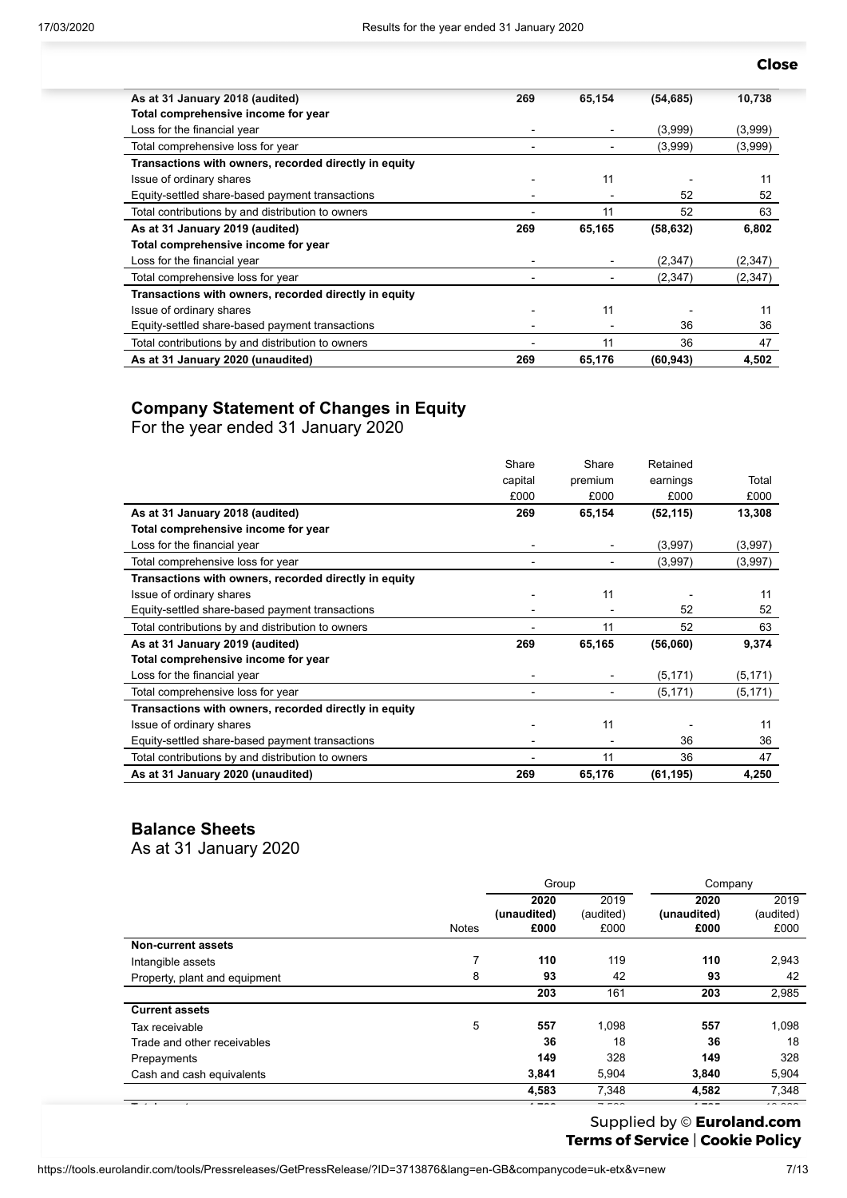| | | | | |
|---|---|---|---|---|
| **As at 31 January 2018 (audited)** | **269** | **65,154** | **(54,685)** | **10,738** |
| **Total comprehensive income for year** | | | | |
| Loss for the financial year | - | - | (3,999) | (3,999) |
| Total comprehensive loss for year | - | - | (3,999) | (3,999) |
| **Transactions with owners, recorded directly in equity** | | | | |
| Issue of ordinary shares | - | 11 | - | 11 |
| Equity-settled share-based payment transactions | - | - | 52 | 52 |
| Total contributions by and distribution to owners | - | 11 | 52 | 63 |
| **As at 31 January 2019 (audited)** | **269** | **65,165** | **(58,632)** | **6,802** |
| **Total comprehensive income for year** | | | | |
| Loss for the financial year | - | - | (2,347) | (2,347) |
| Total comprehensive loss for year | - | - | (2,347) | (2,347) |
| **Transactions with owners, recorded directly in equity** | | | | |
| Issue of ordinary shares | - | 11 | - | 11 |
| Equity-settled share-based payment transactions | - | - | 36 | 36 |
| Total contributions by and distribution to owners | - | 11 | 36 | 47 |
| **As at 31 January 2020 (unaudited)** | **269** | **65,176** | **(60,943)** | **4,502** |

## Company Statement of Changes in Equity

For the year ended 31 January 2020

| | Share capital £000 | Share premium £000 | Retained earnings £000 | Total £000 |
|---|---|---|---|---|
| **As at 31 January 2018 (audited)** | **269** | **65,154** | **(52,115)** | **13,308** |
| **Total comprehensive income for year** | | | | |
| Loss for the financial year | - | - | (3,997) | (3,997) |
| Total comprehensive loss for year | - | - | (3,997) | (3,997) |
| **Transactions with owners, recorded directly in equity** | | | | |
| Issue of ordinary shares | - | 11 | - | 11 |
| Equity-settled share-based payment transactions | - | - | 52 | 52 |
| Total contributions by and distribution to owners | - | 11 | 52 | 63 |
| **As at 31 January 2019 (audited)** | **269** | **65,165** | **(56,060)** | **9,374** |
| **Total comprehensive income for year** | | | | |
| Loss for the financial year | - | - | (5,171) | (5,171) |
| Total comprehensive loss for year | - | - | (5,171) | (5,171) |
| **Transactions with owners, recorded directly in equity** | | | | |
| Issue of ordinary shares | - | 11 | - | 11 |
| Equity-settled share-based payment transactions | - | - | 36 | 36 |
| Total contributions by and distribution to owners | - | 11 | 36 | 47 |
| **As at 31 January 2020 (unaudited)** | **269** | **65,176** | **(61,195)** | **4,250** |

## Balance Sheets

As at 31 January 2020

| | | Group | | Company | |
|---|---|---|---|---|---|
| | Notes | **2020 (unaudited) £000** | 2019 (audited) £000 | **2020 (unaudited) £000** | 2019 (audited) £000 |
| **Non-current assets** | | | | | |
| Intangible assets | 7 | **110** | 119 | **110** | 2,943 |
| Property, plant and equipment | 8 | **93** | 42 | **93** | 42 |
| | | **203** | 161 | **203** | 2,985 |
| **Current assets** | | | | | |
| Tax receivable | 5 | **557** | 1,098 | **557** | 1,098 |
| Trade and other receivables | | **36** | 18 | **36** | 18 |
| Prepayments | | **149** | 328 | **149** | 328 |
| Cash and cash equivalents | | **3,841** | 5,904 | **3,840** | 5,904 |
| | | **4,583** | 7,348 | **4,582** | 7,348 |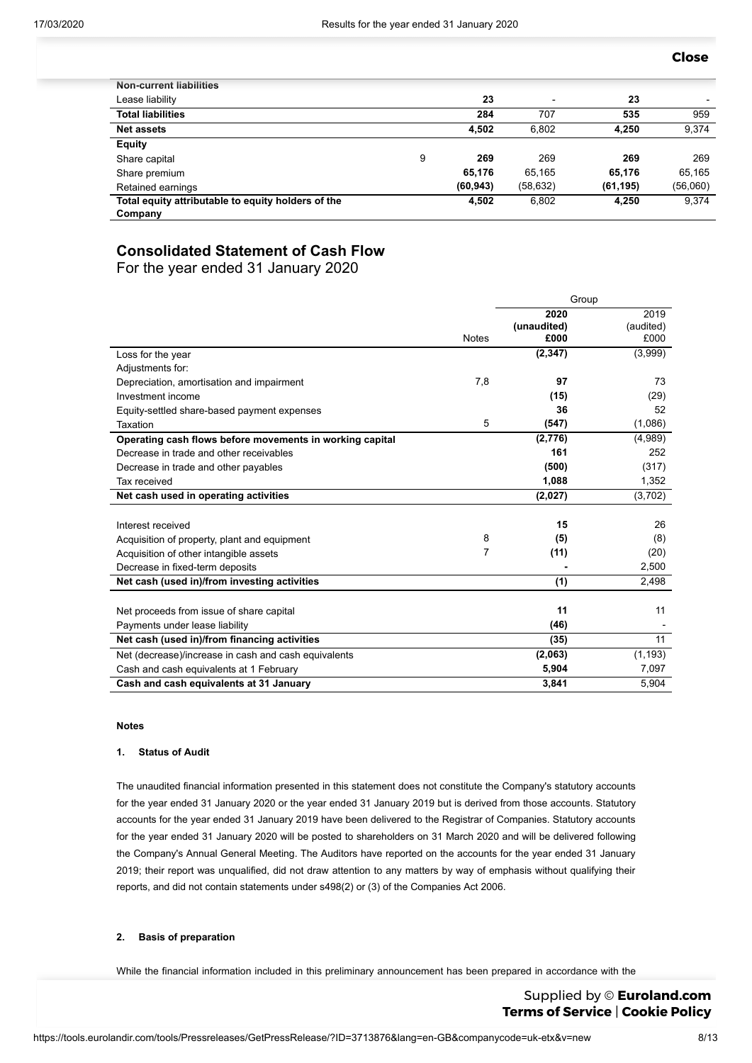| | | | | | |
|---|---|---|---|---|---|
| **Non-current liabilities** | | | | | |
| Lease liability | | **23** | - | **23** | - |
| **Total liabilities** | | **284** | 707 | **535** | 959 |
| **Net assets** | | **4,502** | 6,802 | **4,250** | 9,374 |
| **Equity** | | | | | |
| Share capital | 9 | **269** | 269 | **269** | 269 |
| Share premium | | **65,176** | 65,165 | **65,176** | 65,165 |
| Retained earnings | | **(60,943)** | (58,632) | **(61,195)** | (56,060) |
| **Total equity attributable to equity holders of the Company** | | **4,502** | 6,802 | **4,250** | 9,374 |

## Consolidated Statement of Cash Flow

For the year ended 31 January 2020

| | | Group | |
|---|---|---|---|
| | Notes | **2020 (unaudited) £000** | 2019 (audited) £000 |
| Loss for the year | | **(2,347)** | (3,999) |
| Adjustments for: | | | |
| Depreciation, amortisation and impairment | 7,8 | **97** | 73 |
| Investment income | | **(15)** | (29) |
| Equity-settled share-based payment expenses | | **36** | 52 |
| Taxation | 5 | **(547)** | (1,086) |
| **Operating cash flows before movements in working capital** | | **(2,776)** | (4,989) |
| Decrease in trade and other receivables | | **161** | 252 |
| Decrease in trade and other payables | | **(500)** | (317) |
| Tax received | | **1,088** | 1,352 |
| **Net cash used in operating activities** | | **(2,027)** | (3,702) |
| | | | |
| Interest received | | **15** | 26 |
| Acquisition of property, plant and equipment | 8 | **(5)** | (8) |
| Acquisition of other intangible assets | 7 | **(11)** | (20) |
| Decrease in fixed-term deposits | | **-** | 2,500 |
| **Net cash (used in)/from investing activities** | | **(1)** | 2,498 |
| | | | |
| Net proceeds from issue of share capital | | **11** | 11 |
| Payments under lease liability | | **(46)** | - |
| **Net cash (used in)/from financing activities** | | **(35)** | 11 |
| Net (decrease)/increase in cash and cash equivalents | | **(2,063)** | (1,193) |
| Cash and cash equivalents at 1 February | | **5,904** | 7,097 |
| **Cash and cash equivalents at 31 January** | | **3,841** | 5,904 |

**Notes**

**1. Status of Audit**

The unaudited financial information presented in this statement does not constitute the Company's statutory accounts for the year ended 31 January 2020 or the year ended 31 January 2019 but is derived from those accounts. Statutory accounts for the year ended 31 January 2019 have been delivered to the Registrar of Companies. Statutory accounts for the year ended 31 January 2020 will be posted to shareholders on 31 March 2020 and will be delivered following the Company's Annual General Meeting. The Auditors have reported on the accounts for the year ended 31 January 2019; their report was unqualified, did not draw attention to any matters by way of emphasis without qualifying their reports, and did not contain statements under s498(2) or (3) of the Companies Act 2006.

**2. Basis of preparation**

While the financial information included in this preliminary announcement has been prepared in accordance with the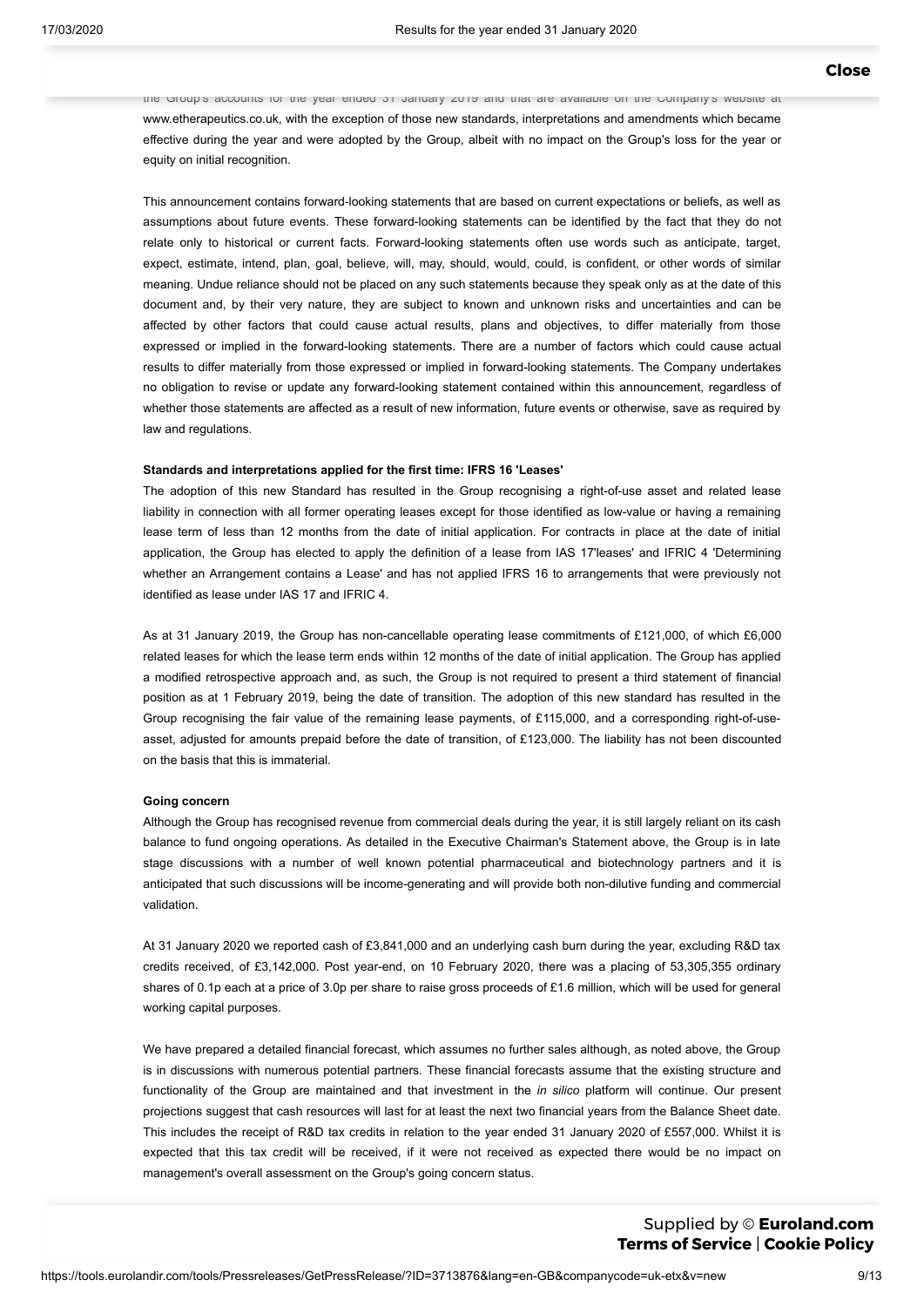the Group's accounts for the year ended 31 January 2019 and that are available on the Company's website at www.etherapeutics.co.uk, with the exception of those new standards, interpretations and amendments which became effective during the year and were adopted by the Group, albeit with no impact on the Group's loss for the year or equity on initial recognition.

This announcement contains forward-looking statements that are based on current expectations or beliefs, as well as assumptions about future events. These forward-looking statements can be identified by the fact that they do not relate only to historical or current facts. Forward-looking statements often use words such as anticipate, target, expect, estimate, intend, plan, goal, believe, will, may, should, would, could, is confident, or other words of similar meaning. Undue reliance should not be placed on any such statements because they speak only as at the date of this document and, by their very nature, they are subject to known and unknown risks and uncertainties and can be affected by other factors that could cause actual results, plans and objectives, to differ materially from those expressed or implied in the forward-looking statements. There are a number of factors which could cause actual results to differ materially from those expressed or implied in forward-looking statements. The Company undertakes no obligation to revise or update any forward-looking statement contained within this announcement, regardless of whether those statements are affected as a result of new information, future events or otherwise, save as required by law and regulations.

**Standards and interpretations applied for the first time: IFRS 16 'Leases'**

The adoption of this new Standard has resulted in the Group recognising a right-of-use asset and related lease liability in connection with all former operating leases except for those identified as low-value or having a remaining lease term of less than 12 months from the date of initial application. For contracts in place at the date of initial application, the Group has elected to apply the definition of a lease from IAS 17'leases' and IFRIC 4 'Determining whether an Arrangement contains a Lease' and has not applied IFRS 16 to arrangements that were previously not identified as lease under IAS 17 and IFRIC 4.

As at 31 January 2019, the Group has non-cancellable operating lease commitments of £121,000, of which £6,000 related leases for which the lease term ends within 12 months of the date of initial application. The Group has applied a modified retrospective approach and, as such, the Group is not required to present a third statement of financial position as at 1 February 2019, being the date of transition. The adoption of this new standard has resulted in the Group recognising the fair value of the remaining lease payments, of £115,000, and a corresponding right-of-use-asset, adjusted for amounts prepaid before the date of transition, of £123,000. The liability has not been discounted on the basis that this is immaterial.

**Going concern**

Although the Group has recognised revenue from commercial deals during the year, it is still largely reliant on its cash balance to fund ongoing operations. As detailed in the Executive Chairman's Statement above, the Group is in late stage discussions with a number of well known potential pharmaceutical and biotechnology partners and it is anticipated that such discussions will be income-generating and will provide both non-dilutive funding and commercial validation.

At 31 January 2020 we reported cash of £3,841,000 and an underlying cash burn during the year, excluding R&D tax credits received, of £3,142,000. Post year-end, on 10 February 2020, there was a placing of 53,305,355 ordinary shares of 0.1p each at a price of 3.0p per share to raise gross proceeds of £1.6 million, which will be used for general working capital purposes.

We have prepared a detailed financial forecast, which assumes no further sales although, as noted above, the Group is in discussions with numerous potential partners. These financial forecasts assume that the existing structure and functionality of the Group are maintained and that investment in the *in silico* platform will continue. Our present projections suggest that cash resources will last for at least the next two financial years from the Balance Sheet date. This includes the receipt of R&D tax credits in relation to the year ended 31 January 2020 of £557,000. Whilst it is expected that this tax credit will be received, if it were not received as expected there would be no impact on management's overall assessment on the Group's going concern status.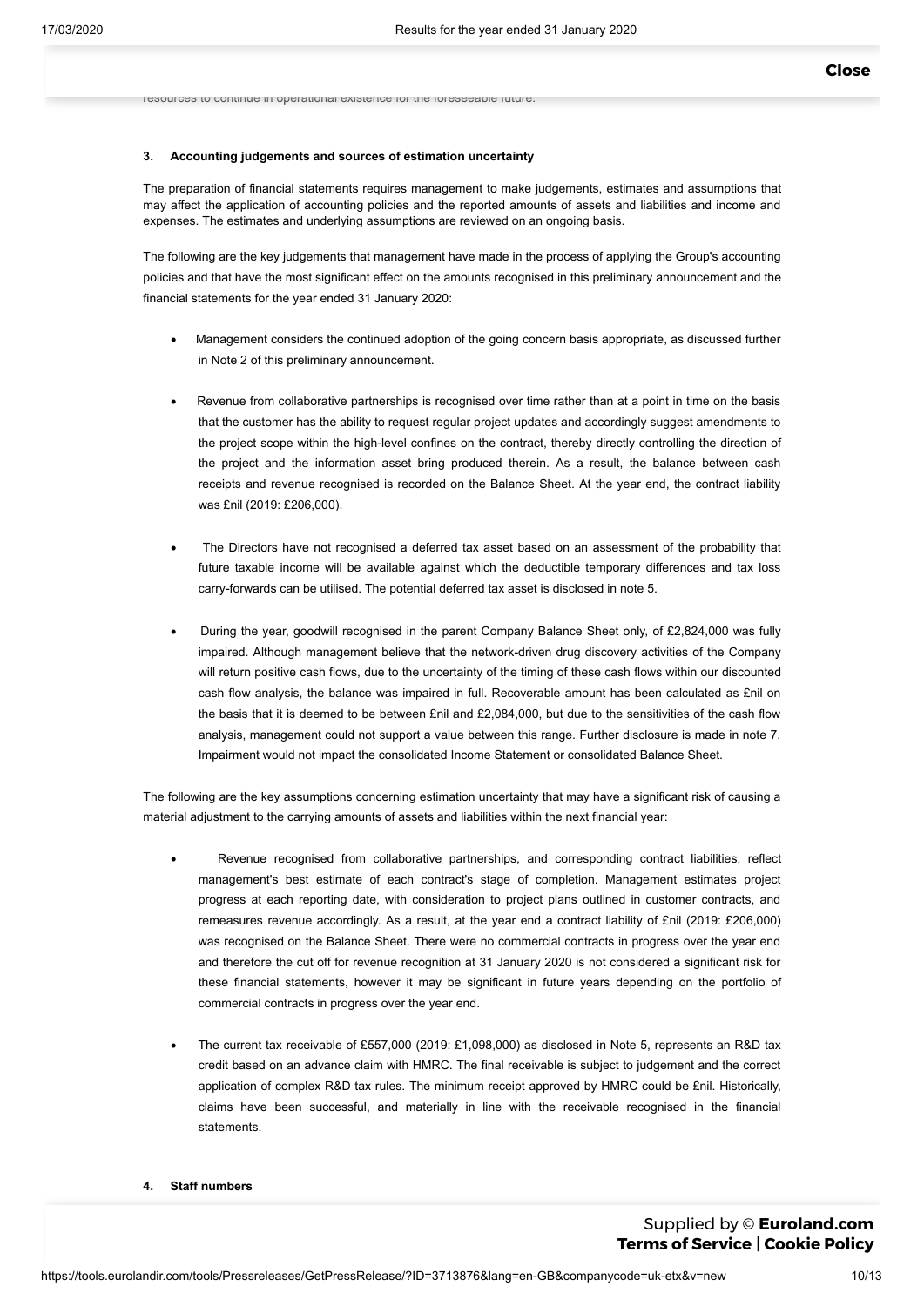resources to continue in operational existence for the foreseeable future.

### 3. Accounting judgements and sources of estimation uncertainty

The preparation of financial statements requires management to make judgements, estimates and assumptions that may affect the application of accounting policies and the reported amounts of assets and liabilities and income and expenses. The estimates and underlying assumptions are reviewed on an ongoing basis.

The following are the key judgements that management have made in the process of applying the Group's accounting policies and that have the most significant effect on the amounts recognised in this preliminary announcement and the financial statements for the year ended 31 January 2020:

- Management considers the continued adoption of the going concern basis appropriate, as discussed further in Note 2 of this preliminary announcement.

- Revenue from collaborative partnerships is recognised over time rather than at a point in time on the basis that the customer has the ability to request regular project updates and accordingly suggest amendments to the project scope within the high-level confines on the contract, thereby directly controlling the direction of the project and the information asset bring produced therein. As a result, the balance between cash receipts and revenue recognised is recorded on the Balance Sheet. At the year end, the contract liability was £nil (2019: £206,000).

- The Directors have not recognised a deferred tax asset based on an assessment of the probability that future taxable income will be available against which the deductible temporary differences and tax loss carry-forwards can be utilised. The potential deferred tax asset is disclosed in note 5.

- During the year, goodwill recognised in the parent Company Balance Sheet only, of £2,824,000 was fully impaired. Although management believe that the network-driven drug discovery activities of the Company will return positive cash flows, due to the uncertainty of the timing of these cash flows within our discounted cash flow analysis, the balance was impaired in full. Recoverable amount has been calculated as £nil on the basis that it is deemed to be between £nil and £2,084,000, but due to the sensitivities of the cash flow analysis, management could not support a value between this range. Further disclosure is made in note 7. Impairment would not impact the consolidated Income Statement or consolidated Balance Sheet.

The following are the key assumptions concerning estimation uncertainty that may have a significant risk of causing a material adjustment to the carrying amounts of assets and liabilities within the next financial year:

- Revenue recognised from collaborative partnerships, and corresponding contract liabilities, reflect management's best estimate of each contract's stage of completion. Management estimates project progress at each reporting date, with consideration to project plans outlined in customer contracts, and remeasures revenue accordingly. As a result, at the year end a contract liability of £nil (2019: £206,000) was recognised on the Balance Sheet. There were no commercial contracts in progress over the year end and therefore the cut off for revenue recognition at 31 January 2020 is not considered a significant risk for these financial statements, however it may be significant in future years depending on the portfolio of commercial contracts in progress over the year end.

- The current tax receivable of £557,000 (2019: £1,098,000) as disclosed in Note 5, represents an R&D tax credit based on an advance claim with HMRC. The final receivable is subject to judgement and the correct application of complex R&D tax rules. The minimum receipt approved by HMRC could be £nil. Historically, claims have been successful, and materially in line with the receivable recognised in the financial statements.

### 4. Staff numbers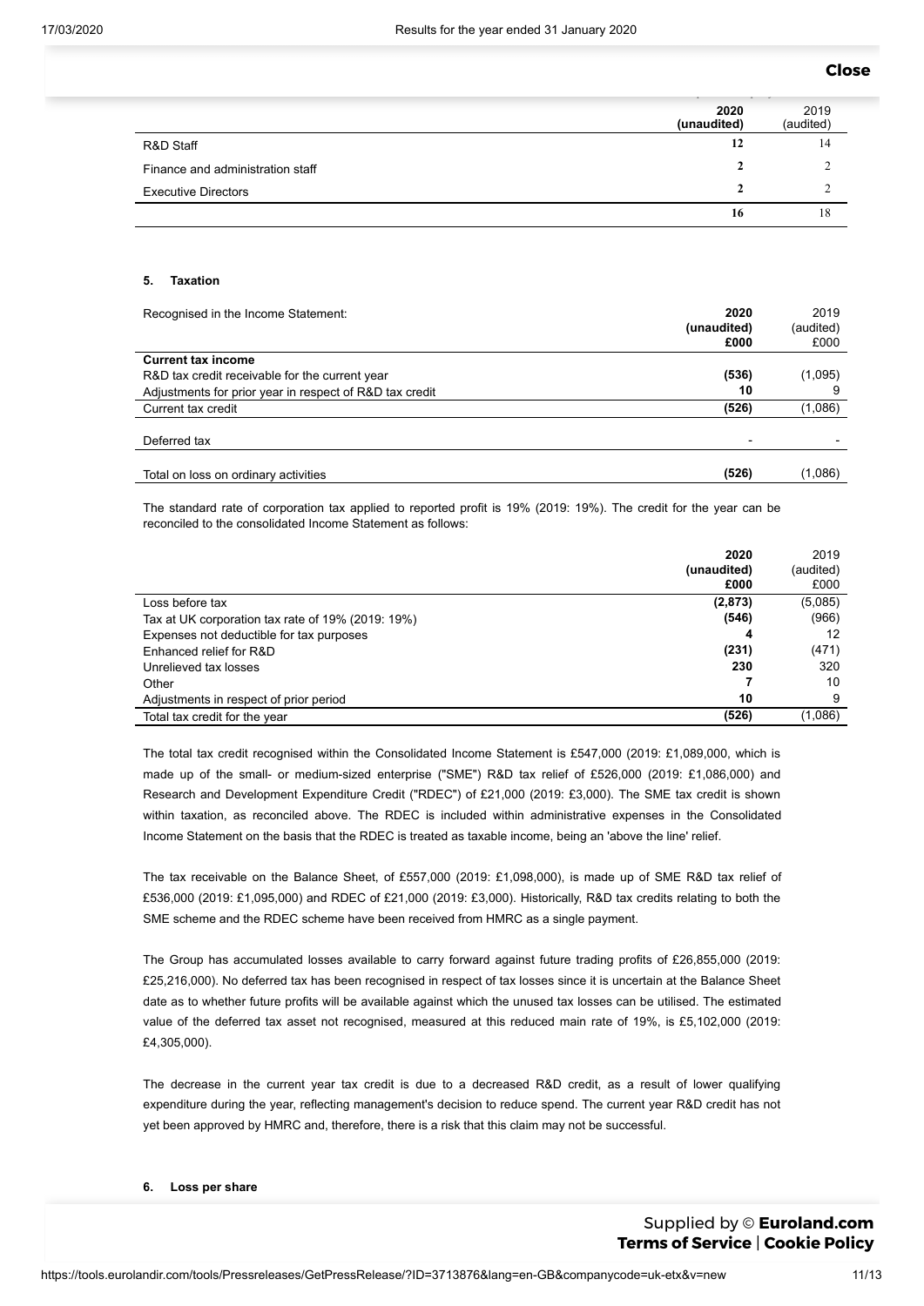| | 2020 (unaudited) | 2019 (audited) |
|---|---|---|
| R&D Staff | **12** | 14 |
| Finance and administration staff | **2** | 2 |
| Executive Directors | **2** | 2 |
| | **16** | 18 |

#### 5. Taxation

| Recognised in the Income Statement: | 2020 (unaudited) £000 | 2019 (audited) £000 |
|---|---|---|
| **Current tax income** | | |
| R&D tax credit receivable for the current year | **(536)** | (1,095) |
| Adjustments for prior year in respect of R&D tax credit | **10** | 9 |
| Current tax credit | **(526)** | (1,086) |
| Deferred tax | - | - |
| Total on loss on ordinary activities | **(526)** | (1,086) |

The standard rate of corporation tax applied to reported profit is 19% (2019: 19%). The credit for the year can be reconciled to the consolidated Income Statement as follows:

| | 2020 (unaudited) £000 | 2019 (audited) £000 |
|---|---|---|
| Loss before tax | **(2,873)** | (5,085) |
| Tax at UK corporation tax rate of 19% (2019: 19%) | **(546)** | (966) |
| Expenses not deductible for tax purposes | **4** | 12 |
| Enhanced relief for R&D | **(231)** | (471) |
| Unrelieved tax losses | **230** | 320 |
| Other | **7** | 10 |
| Adjustments in respect of prior period | **10** | 9 |
| Total tax credit for the year | **(526)** | (1,086) |

The total tax credit recognised within the Consolidated Income Statement is £547,000 (2019: £1,089,000, which is made up of the small- or medium-sized enterprise ("SME") R&D tax relief of £526,000 (2019: £1,086,000) and Research and Development Expenditure Credit ("RDEC") of £21,000 (2019: £3,000). The SME tax credit is shown within taxation, as reconciled above. The RDEC is included within administrative expenses in the Consolidated Income Statement on the basis that the RDEC is treated as taxable income, being an 'above the line' relief.

The tax receivable on the Balance Sheet, of £557,000 (2019: £1,098,000), is made up of SME R&D tax relief of £536,000 (2019: £1,095,000) and RDEC of £21,000 (2019: £3,000). Historically, R&D tax credits relating to both the SME scheme and the RDEC scheme have been received from HMRC as a single payment.

The Group has accumulated losses available to carry forward against future trading profits of £26,855,000 (2019: £25,216,000). No deferred tax has been recognised in respect of tax losses since it is uncertain at the Balance Sheet date as to whether future profits will be available against which the unused tax losses can be utilised. The estimated value of the deferred tax asset not recognised, measured at this reduced main rate of 19%, is £5,102,000 (2019: £4,305,000).

The decrease in the current year tax credit is due to a decreased R&D credit, as a result of lower qualifying expenditure during the year, reflecting management's decision to reduce spend. The current year R&D credit has not yet been approved by HMRC and, therefore, there is a risk that this claim may not be successful.

#### 6. Loss per share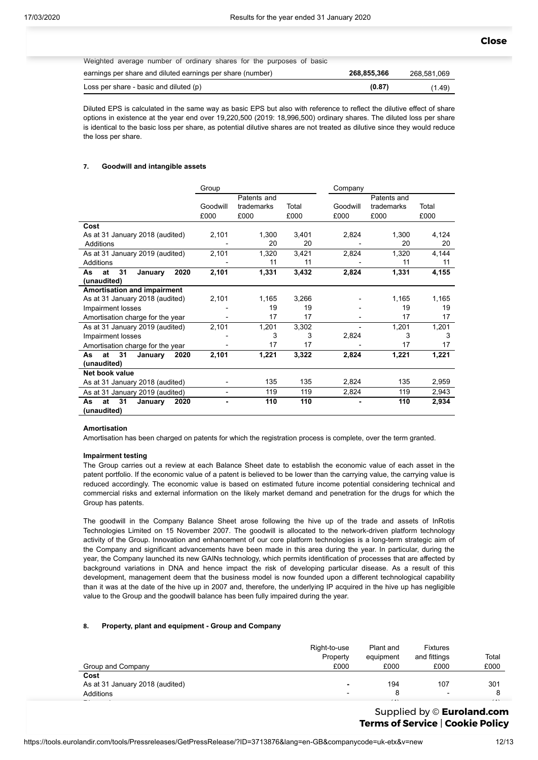| | | |
|---|---|---|
| Weighted average number of ordinary shares for the purposes of basic earnings per share and diluted earnings per share (number) | **268,855,366** | 268,581,069 |
| Loss per share - basic and diluted (p) | **(0.87)** | (1.49) |

Diluted EPS is calculated in the same way as basic EPS but also with reference to reflect the dilutive effect of share options in existence at the year end over 19,220,500 (2019: 18,996,500) ordinary shares. The diluted loss per share is identical to the basic loss per share, as potential dilutive shares are not treated as dilutive since they would reduce the loss per share.

#### 7. Goodwill and intangible assets

| | Group | | | Company | | |
|---|---|---|---|---|---|---|
| | Goodwill £000 | Patents and trademarks £000 | Total £000 | Goodwill £000 | Patents and trademarks £000 | Total £000 |
| **Cost** | | | | | | |
| As at 31 January 2018 (audited) | 2,101 | 1,300 | 3,401 | 2,824 | 1,300 | 4,124 |
| Additions | - | 20 | 20 | - | 20 | 20 |
| As at 31 January 2019 (audited) | 2,101 | 1,320 | 3,421 | 2,824 | 1,320 | 4,144 |
| Additions | - | 11 | 11 | - | 11 | 11 |
| **As at 31 January 2020 (unaudited)** | **2,101** | **1,331** | **3,432** | **2,824** | **1,331** | **4,155** |
| **Amortisation and impairment** | | | | | | |
| As at 31 January 2018 (audited) | 2,101 | 1,165 | 3,266 | - | 1,165 | 1,165 |
| Impairment losses | - | 19 | 19 | - | 19 | 19 |
| Amortisation charge for the year | - | 17 | 17 | - | 17 | 17 |
| As at 31 January 2019 (audited) | 2,101 | 1,201 | 3,302 | - | 1,201 | 1,201 |
| Impairment losses | - | 3 | 3 | 2,824 | 3 | 3 |
| Amortisation charge for the year | - | 17 | 17 | - | 17 | 17 |
| **As at 31 January 2020 (unaudited)** | **2,101** | **1,221** | **3,322** | **2,824** | **1,221** | **1,221** |
| **Net book value** | | | | | | |
| As at 31 January 2018 (audited) | - | 135 | 135 | 2,824 | 135 | 2,959 |
| As at 31 January 2019 (audited) | - | 119 | 119 | 2,824 | 119 | 2,943 |
| **As at 31 January 2020 (unaudited)** | **-** | **110** | **110** | **-** | **110** | **2,934** |

**Amortisation**

Amortisation has been charged on patents for which the registration process is complete, over the term granted.

**Impairment testing**

The Group carries out a review at each Balance Sheet date to establish the economic value of each asset in the patent portfolio. If the economic value of a patent is believed to be lower than the carrying value, the carrying value is reduced accordingly. The economic value is based on estimated future income potential considering technical and commercial risks and external information on the likely market demand and penetration for the drugs for which the Group has patents.

The goodwill in the Company Balance Sheet arose following the hive up of the trade and assets of InRotis Technologies Limited on 15 November 2007. The goodwill is allocated to the network-driven platform technology activity of the Group. Innovation and enhancement of our core platform technologies is a long-term strategic aim of the Company and significant advancements have been made in this area during the year. In particular, during the year, the Company launched its new GAINs technology, which permits identification of processes that are affected by background variations in DNA and hence impact the risk of developing particular disease. As a result of this development, management deem that the business model is now founded upon a different technological capability than it was at the date of the hive up in 2007 and, therefore, the underlying IP acquired in the hive up has negligible value to the Group and the goodwill balance has been fully impaired during the year.

#### 8. Property, plant and equipment - Group and Company

| Group and Company | Right-to-use Property £000 | Plant and equipment £000 | Fixtures and fittings £000 | Total £000 |
|---|---|---|---|---|
| **Cost** | | | | |
| As at 31 January 2018 (audited) | - | 194 | 107 | 301 |
| Additions | - | 8 | - | 8 |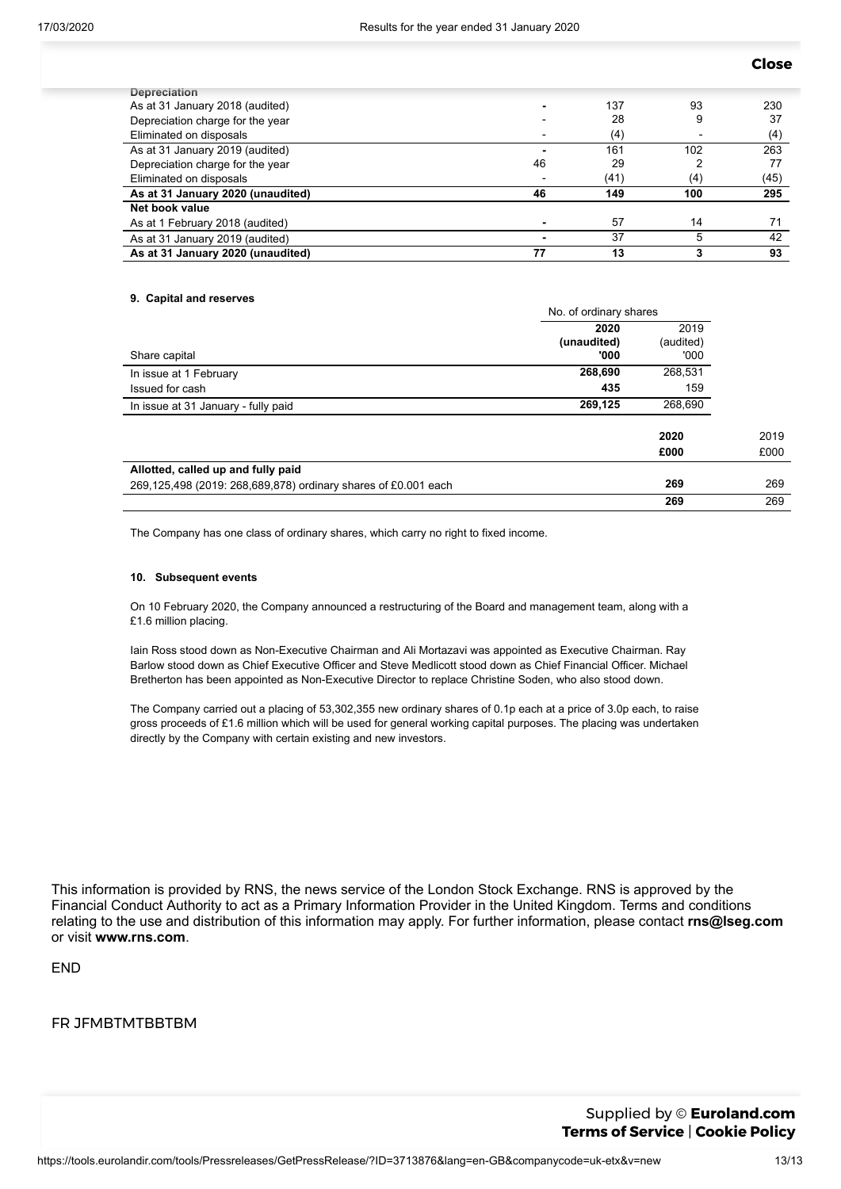| | | | | |
|---|---|---|---|---|
| **Depreciation** | | | | |
| As at 31 January 2018 (audited) | - | 137 | 93 | 230 |
| Depreciation charge for the year | - | 28 | 9 | 37 |
| Eliminated on disposals | - | (4) | - | (4) |
| As at 31 January 2019 (audited) | - | 161 | 102 | 263 |
| Depreciation charge for the year | 46 | 29 | 2 | 77 |
| Eliminated on disposals | - | (41) | (4) | (45) |
| **As at 31 January 2020 (unaudited)** | **46** | **149** | **100** | **295** |
| **Net book value** | | | | |
| As at 1 February 2018 (audited) | - | 57 | 14 | 71 |
| As at 31 January 2019 (audited) | - | 37 | 5 | 42 |
| **As at 31 January 2020 (unaudited)** | **77** | **13** | **3** | **93** |

#### 9. Capital and reserves

| | No. of ordinary shares | |
|---|---|---|
| Share capital | **2020 (unaudited) '000** | 2019 (audited) '000 |
| In issue at 1 February | **268,690** | 268,531 |
| Issued for cash | **435** | 159 |
| In issue at 31 January - fully paid | **269,125** | 268,690 |

| | **2020** **£000** | 2019 £000 |
|---|---|---|
| **Allotted, called up and fully paid** | | |
| 269,125,498 (2019: 268,689,878) ordinary shares of £0.001 each | **269** | 269 |
| | **269** | 269 |

The Company has one class of ordinary shares, which carry no right to fixed income.

#### 10. Subsequent events

On 10 February 2020, the Company announced a restructuring of the Board and management team, along with a £1.6 million placing.

Iain Ross stood down as Non-Executive Chairman and Ali Mortazavi was appointed as Executive Chairman. Ray Barlow stood down as Chief Executive Officer and Steve Medlicott stood down as Chief Financial Officer. Michael Bretherton has been appointed as Non-Executive Director to replace Christine Soden, who also stood down.

The Company carried out a placing of 53,302,355 new ordinary shares of 0.1p each at a price of 3.0p each, to raise gross proceeds of £1.6 million which will be used for general working capital purposes. The placing was undertaken directly by the Company with certain existing and new investors.

This information is provided by RNS, the news service of the London Stock Exchange. RNS is approved by the Financial Conduct Authority to act as a Primary Information Provider in the United Kingdom. Terms and conditions relating to the use and distribution of this information may apply. For further information, please contact **rns@lseg.com** or visit **www.rns.com**.

END

FR JFMBTMTBBTBM